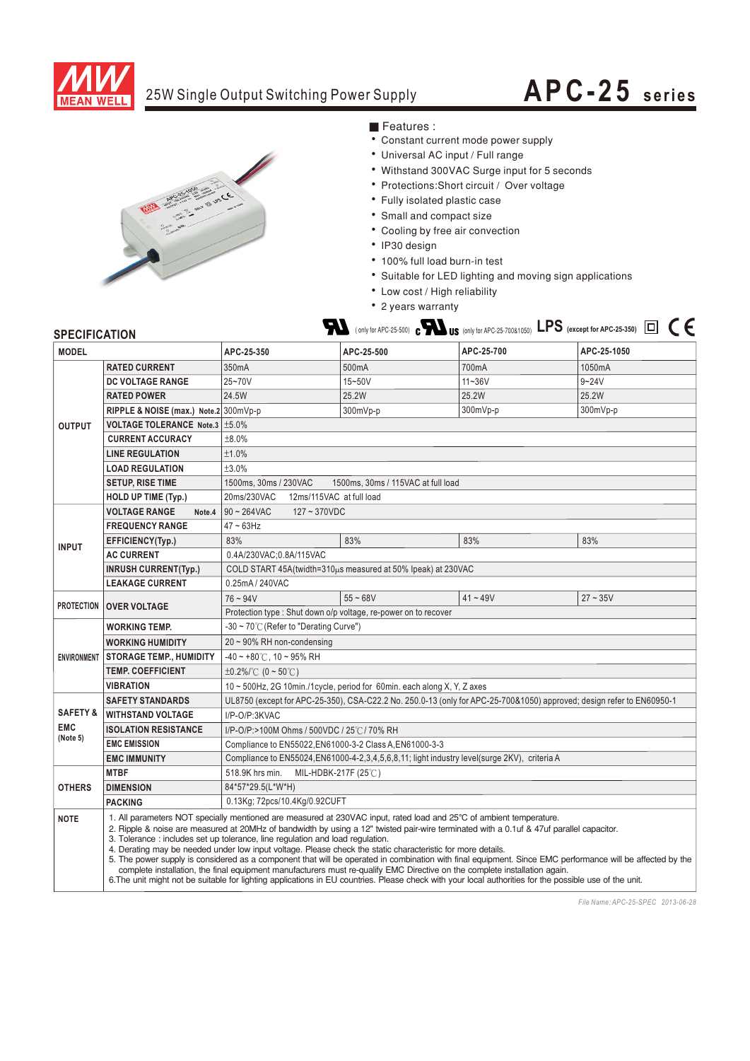# 25W Single Output Switching Power Supply

# APC-25 series

■ Features :

- Constant current mode power supply
- Universal AC input / Full range
- Withstand 300VAC Surge input for 5 seconds
- Protections:Short circuit / Over voltage
- Fully isolated plastic case
- Small and compact size
- Cooling by free air convection
- IP30 design
- 100% full load burn-in test
- Suitable for LED lighting and moving sign applications
- Low cost / High reliability
- 2 years warranty

UL (only for APC-25-500) cULus (only for APC-25-700&1050) LPS (except for APC-25-350) CE

## SPECIFICATION

| MODEL | | APC-25-350 | APC-25-500 | APC-25-700 | APC-25-1050 |
|---|---|---|---|---|---|
| OUTPUT | RATED CURRENT | 350mA | 500mA | 700mA | 1050mA |
| | DC VOLTAGE RANGE | 25~70V | 15~50V | 11~36V | 9~24V |
| | RATED POWER | 24.5W | 25.2W | 25.2W | 25.2W |
| | RIPPLE & NOISE (max.) Note.2 | 300mVp-p | 300mVp-p | 300mVp-p | 300mVp-p |
| | VOLTAGE TOLERANCE Note.3 | ±5.0% | | | |
| | CURRENT ACCURACY | ±8.0% | | | |
| | LINE REGULATION | ±1.0% | | | |
| | LOAD REGULATION | ±3.0% | | | |
| | SETUP, RISE TIME | 1500ms, 30ms / 230VAC 1500ms, 30ms / 115VAC at full load | | | |
| | HOLD UP TIME (Typ.) | 20ms/230VAC 12ms/115VAC at full load | | | |
| INPUT | VOLTAGE RANGE Note.4 | 90 ~ 264VAC 127 ~ 370VDC | | | |
| | FREQUENCY RANGE | 47 ~ 63Hz | | | |
| | EFFICIENCY(Typ.) | 83% | 83% | 83% | 83% |
| | AC CURRENT | 0.4A/230VAC;0.8A/115VAC | | | |
| | INRUSH CURRENT(Typ.) | COLD START 45A(twidth=310μs measured at 50% Ipeak) at 230VAC | | | |
| | LEAKAGE CURRENT | 0.25mA / 240VAC | | | |
| PROTECTION | OVER VOLTAGE | 76 ~ 94V | 55 ~ 68V | 41 ~ 49V | 27 ~ 35V |
| | | Protection type : Shut down o/p voltage, re-power on to recover | | | |
| ENVIRONMENT | WORKING TEMP. | -30 ~ 70℃ (Refer to "Derating Curve") | | | |
| | WORKING HUMIDITY | 20 ~ 90% RH non-condensing | | | |
| | STORAGE TEMP., HUMIDITY | -40 ~ +80℃, 10 ~ 95% RH | | | |
| | TEMP. COEFFICIENT | ±0.2%/℃ (0 ~ 50℃) | | | |
| | VIBRATION | 10 ~ 500Hz, 2G 10min./1cycle, period for 60min. each along X, Y, Z axes | | | |
| SAFETY & EMC (Note 5) | SAFETY STANDARDS | UL8750 (except for APC-25-350), CSA-C22.2 No. 250.0-13 (only for APC-25-700&1050) approved; design refer to EN60950-1 | | | |
| | WITHSTAND VOLTAGE | I/P-O/P:3KVAC | | | |
| | ISOLATION RESISTANCE | I/P-O/P:>100M Ohms / 500VDC / 25℃/ 70% RH | | | |
| | EMC EMISSION | Compliance to EN55022,EN61000-3-2 Class A,EN61000-3-3 | | | |
| | EMC IMMUNITY | Compliance to EN55024,EN61000-4-2,3,4,5,6,8,11; light industry level(surge 2KV), criteria A | | | |
| OTHERS | MTBF | 518.9K hrs min. MIL-HDBK-217F (25℃) | | | |
| | DIMENSION | 84*57*29.5(L*W*H) | | | |
| | PACKING | 0.13Kg; 72pcs/10.4Kg/0.92CUFT | | | |

**NOTE**

1. All parameters NOT specially mentioned are measured at 230VAC input, rated load and 25°C of ambient temperature.
2. Ripple & noise are measured at 20MHz of bandwidth by using a 12" twisted pair-wire terminated with a 0.1uf & 47uf parallel capacitor.
3. Tolerance : includes set up tolerance, line regulation and load regulation.
4. Derating may be needed under low input voltage. Please check the static characteristic for more details.
5. The power supply is considered as a component that will be operated in combination with final equipment. Since EMC performance will be affected by the complete installation, the final equipment manufacturers must re-qualify EMC Directive on the complete installation again.
6. The unit might not be suitable for lighting applications in EU countries. Please check with your local authorities for the possible use of the unit.

File Name: APC-25-SPEC 2013-06-28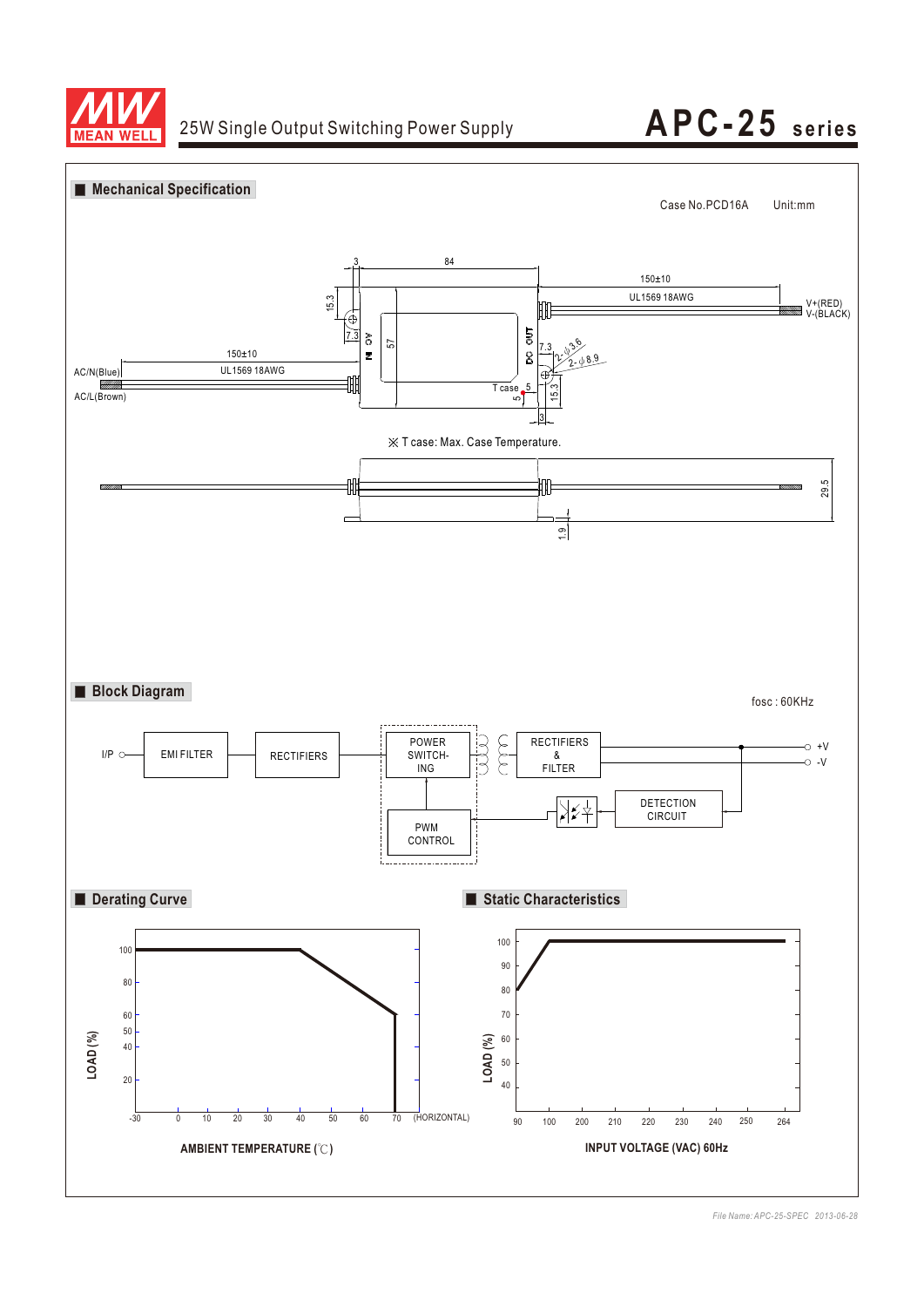## Mechanical Specification

Case No.PCD16A Unit:mm

84

3

150±10

UL1569 18AWG

V+(RED)
V-(BLACK)

15.3

7.3

AC IN

57

DC OUT

7.3

2-φ3.6

2-φ8.9

150±10

UL1569 18AWG

AC/N(Blue)

AC/L(Brown)

T case

5

5

15.3

3

※ T case: Max. Case Temperature.

29.5

1.9

## Block Diagram

fosc : 60KHz

I/P → EMI FILTER → RECTIFIERS → POWER SWITCHING → RECTIFIERS & FILTER → +V / -V

DETECTION CIRCUIT → PWM CONTROL

## Derating Curve

LOAD (%)

AMBIENT TEMPERATURE (℃)

(HORIZONTAL)

## Static Characteristics

LOAD (%)

INPUT VOLTAGE (VAC) 60Hz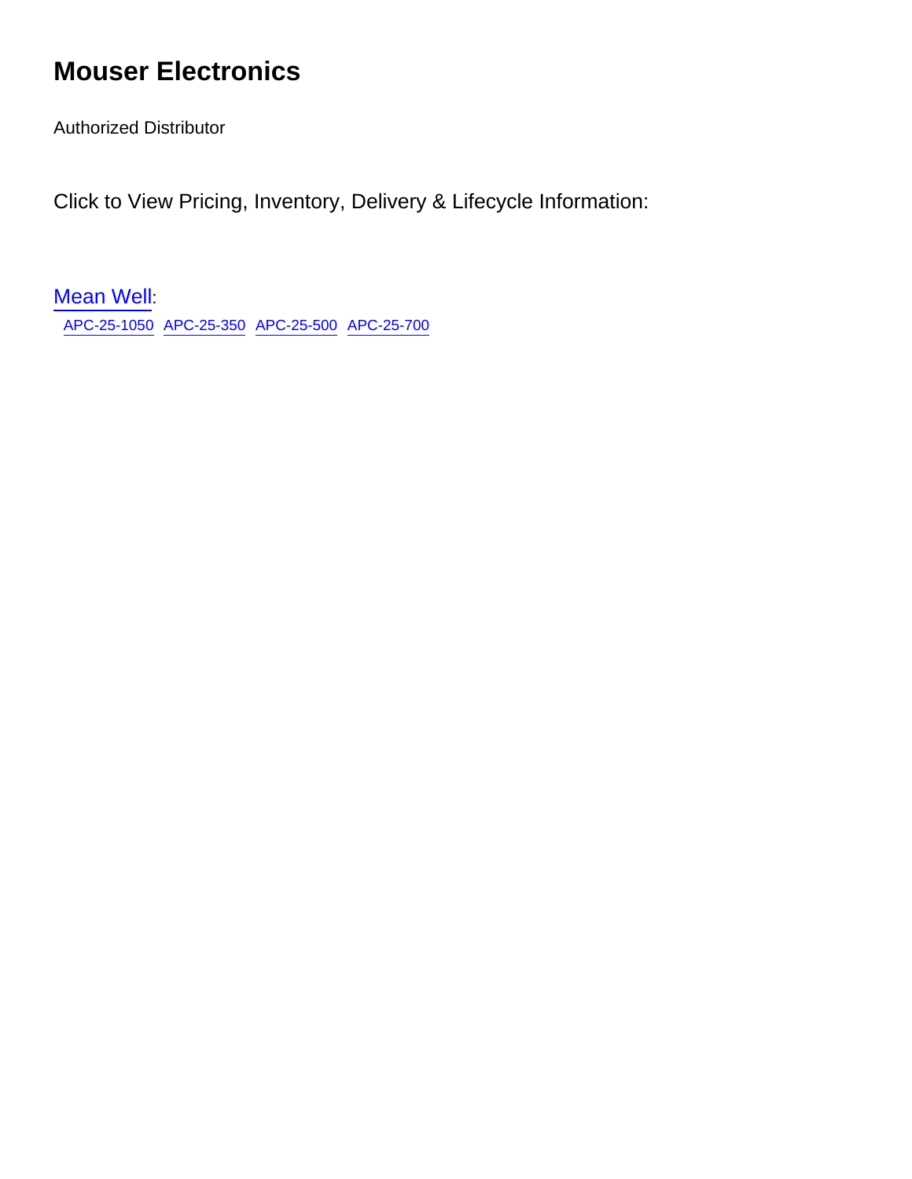# Mouser Electronics

Authorized Distributor

Click to View Pricing, Inventory, Delivery & Lifecycle Information:

Mean Well:

APC-25-1050 APC-25-350 APC-25-500 APC-25-700